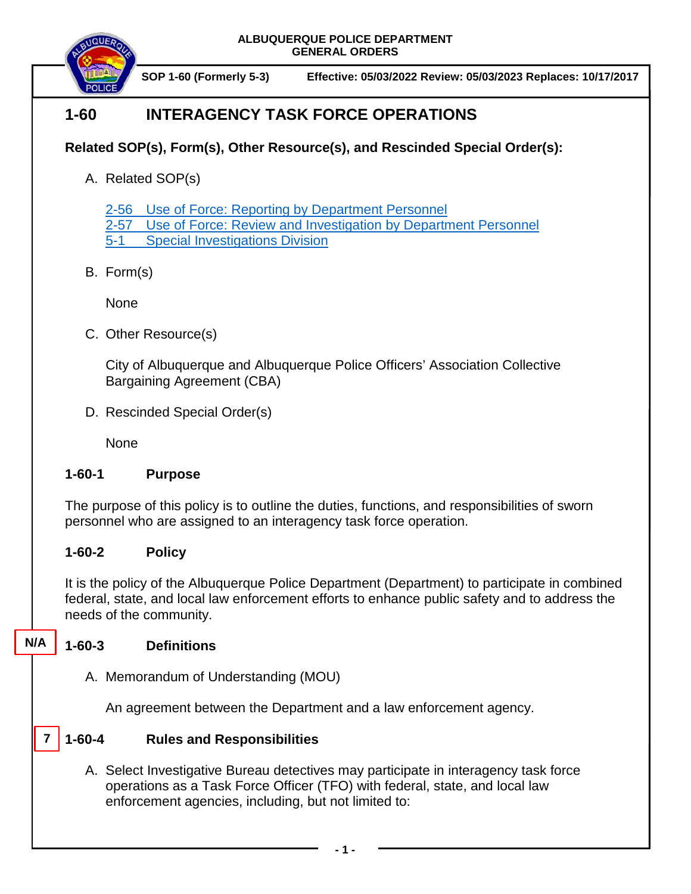ALBUQUERQUE POLICE DEPARTMENT
GENERAL ORDERS

SOP 1-60 (Formerly 5-3) Effective: 05/03/2022 Review: 05/03/2023 Replaces: 10/17/2017

# 1-60 INTERAGENCY TASK FORCE OPERATIONS

**Related SOP(s), Form(s), Other Resource(s), and Rescinded Special Order(s):**

A. Related SOP(s)

   2-56 Use of Force: Reporting by Department Personnel
   2-57 Use of Force: Review and Investigation by Department Personnel
   5-1 Special Investigations Division

B. Form(s)

   None

C. Other Resource(s)

   City of Albuquerque and Albuquerque Police Officers' Association Collective Bargaining Agreement (CBA)

D. Rescinded Special Order(s)

   None

## 1-60-1 Purpose

The purpose of this policy is to outline the duties, functions, and responsibilities of sworn personnel who are assigned to an interagency task force operation.

## 1-60-2 Policy

It is the policy of the Albuquerque Police Department (Department) to participate in combined federal, state, and local law enforcement efforts to enhance public safety and to address the needs of the community.

N/A

## 1-60-3 Definitions

A. Memorandum of Understanding (MOU)

   An agreement between the Department and a law enforcement agency.

7

## 1-60-4 Rules and Responsibilities

A. Select Investigative Bureau detectives may participate in interagency task force operations as a Task Force Officer (TFO) with federal, state, and local law enforcement agencies, including, but not limited to: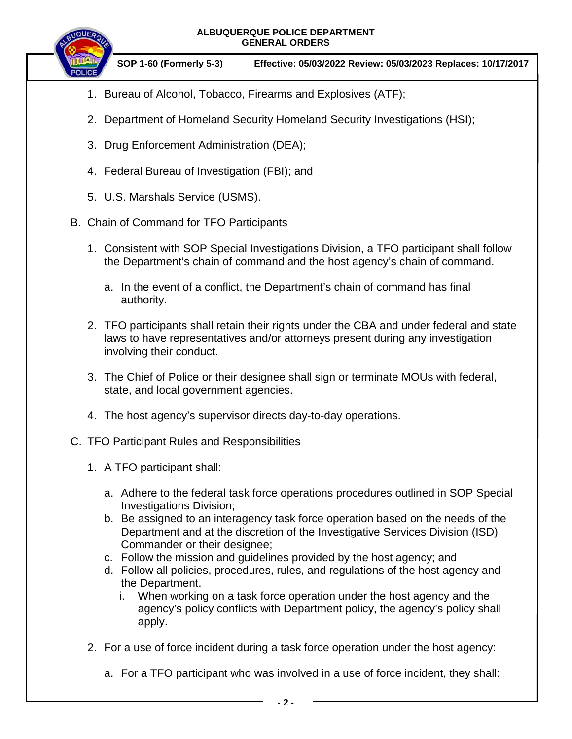1. Bureau of Alcohol, Tobacco, Firearms and Explosives (ATF);
2. Department of Homeland Security Homeland Security Investigations (HSI);
3. Drug Enforcement Administration (DEA);
4. Federal Bureau of Investigation (FBI); and
5. U.S. Marshals Service (USMS).

B. Chain of Command for TFO Participants

1. Consistent with SOP Special Investigations Division, a TFO participant shall follow the Department's chain of command and the host agency's chain of command.
   a. In the event of a conflict, the Department's chain of command has final authority.
2. TFO participants shall retain their rights under the CBA and under federal and state laws to have representatives and/or attorneys present during any investigation involving their conduct.
3. The Chief of Police or their designee shall sign or terminate MOUs with federal, state, and local government agencies.
4. The host agency's supervisor directs day-to-day operations.

C. TFO Participant Rules and Responsibilities

1. A TFO participant shall:
   a. Adhere to the federal task force operations procedures outlined in SOP Special Investigations Division;
   b. Be assigned to an interagency task force operation based on the needs of the Department and at the discretion of the Investigative Services Division (ISD) Commander or their designee;
   c. Follow the mission and guidelines provided by the host agency; and
   d. Follow all policies, procedures, rules, and regulations of the host agency and the Department.
      i. When working on a task force operation under the host agency and the agency's policy conflicts with Department policy, the agency's policy shall apply.
2. For a use of force incident during a task force operation under the host agency:
   a. For a TFO participant who was involved in a use of force incident, they shall: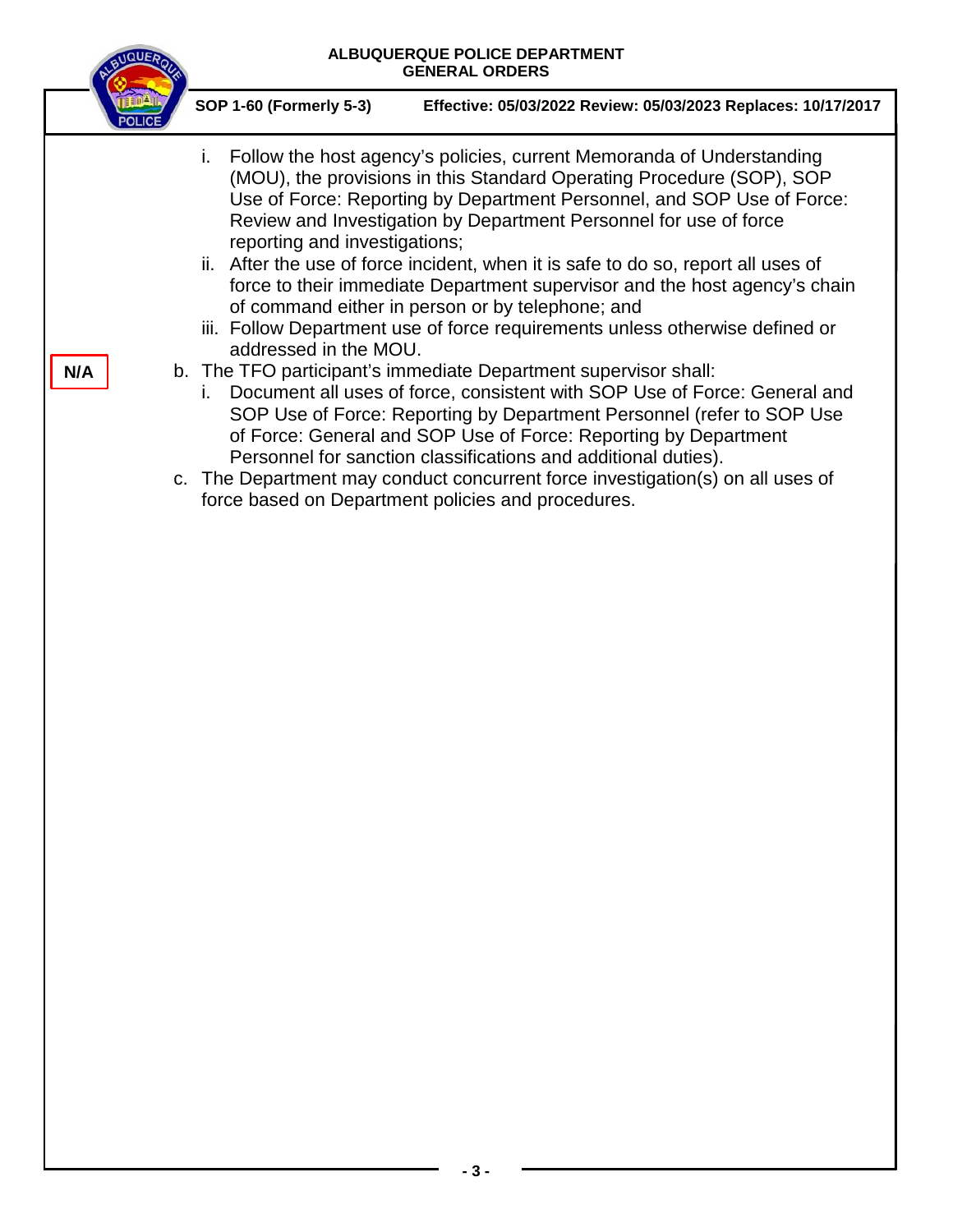i. Follow the host agency's policies, current Memoranda of Understanding (MOU), the provisions in this Standard Operating Procedure (SOP), SOP Use of Force: Reporting by Department Personnel, and SOP Use of Force: Review and Investigation by Department Personnel for use of force reporting and investigations;

ii. After the use of force incident, when it is safe to do so, report all uses of force to their immediate Department supervisor and the host agency's chain of command either in person or by telephone; and

iii. Follow Department use of force requirements unless otherwise defined or addressed in the MOU.

N/A

b. The TFO participant's immediate Department supervisor shall:

   i. Document all uses of force, consistent with SOP Use of Force: General and SOP Use of Force: Reporting by Department Personnel (refer to SOP Use of Force: General and SOP Use of Force: Reporting by Department Personnel for sanction classifications and additional duties).

c. The Department may conduct concurrent force investigation(s) on all uses of force based on Department policies and procedures.